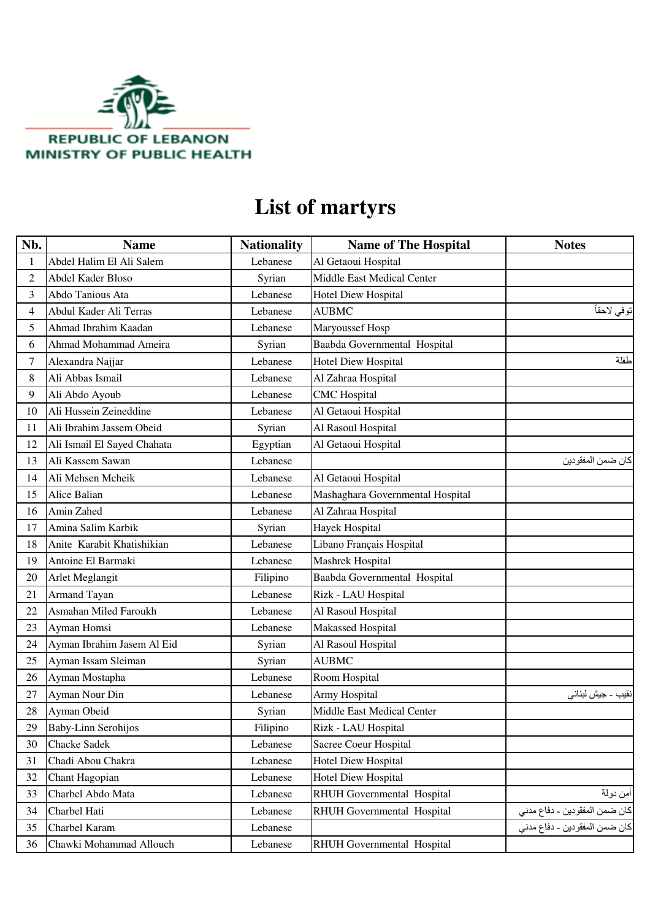REPUBLIC OF LEBANON
MINISTRY OF PUBLIC HEALTH

# List of martyrs

| Nb. | Name | Nationality | Name of The Hospital | Notes |
|---|---|---|---|---|
| 1 | Abdel Halim El Ali Salem | Lebanese | Al Getaoui Hospital | |
| 2 | Abdel Kader Bloso | Syrian | Middle East Medical Center | |
| 3 | Abdo Tanious Ata | Lebanese | Hotel Diew Hospital | |
| 4 | Abdul Kader Ali Terras | Lebanese | AUBMC | توفي لاحقاً |
| 5 | Ahmad Ibrahim Kaadan | Lebanese | Maryoussef Hosp | |
| 6 | Ahmad Mohammad Ameira | Syrian | Baabda Governmental Hospital | |
| 7 | Alexandra Najjar | Lebanese | Hotel Diew Hospital | طفلة |
| 8 | Ali Abbas Ismail | Lebanese | Al Zahraa Hospital | |
| 9 | Ali Abdo Ayoub | Lebanese | CMC Hospital | |
| 10 | Ali Hussein Zeineddine | Lebanese | Al Getaoui Hospital | |
| 11 | Ali Ibrahim Jassem Obeid | Syrian | Al Rasoul Hospital | |
| 12 | Ali Ismail El Sayed Chahata | Egyptian | Al Getaoui Hospital | |
| 13 | Ali Kassem Sawan | Lebanese | | كان ضمن المفقودين |
| 14 | Ali Mehsen Mcheik | Lebanese | Al Getaoui Hospital | |
| 15 | Alice Balian | Lebanese | Mashaghara Governmental Hospital | |
| 16 | Amin Zahed | Lebanese | Al Zahraa Hospital | |
| 17 | Amina Salim Karbik | Syrian | Hayek Hospital | |
| 18 | Anite Karabit Khatishikian | Lebanese | Libano Français Hospital | |
| 19 | Antoine El Barmaki | Lebanese | Mashrek Hospital | |
| 20 | Arlet Meglangit | Filipino | Baabda Governmental Hospital | |
| 21 | Armand Tayan | Lebanese | Rizk - LAU Hospital | |
| 22 | Asmahan Miled Faroukh | Lebanese | Al Rasoul Hospital | |
| 23 | Ayman Homsi | Lebanese | Makassed Hospital | |
| 24 | Ayman Ibrahim Jasem Al Eid | Syrian | Al Rasoul Hospital | |
| 25 | Ayman Issam Sleiman | Syrian | AUBMC | |
| 26 | Ayman Mostapha | Lebanese | Room Hospital | |
| 27 | Ayman Nour Din | Lebanese | Army Hospital | نقيب - جيش لبناني |
| 28 | Ayman Obeid | Syrian | Middle East Medical Center | |
| 29 | Baby-Linn Serohijos | Filipino | Rizk - LAU Hospital | |
| 30 | Chacke Sadek | Lebanese | Sacree Coeur Hospital | |
| 31 | Chadi Abou Chakra | Lebanese | Hotel Diew Hospital | |
| 32 | Chant Hagopian | Lebanese | Hotel Diew Hospital | |
| 33 | Charbel Abdo Mata | Lebanese | RHUH Governmental Hospital | أمن دولة |
| 34 | Charbel Hati | Lebanese | RHUH Governmental Hospital | كان ضمن المفقودين - دفاع مدني |
| 35 | Charbel Karam | Lebanese | | كان ضمن المفقودين - دفاع مدني |
| 36 | Chawki Mohammad Allouch | Lebanese | RHUH Governmental Hospital | |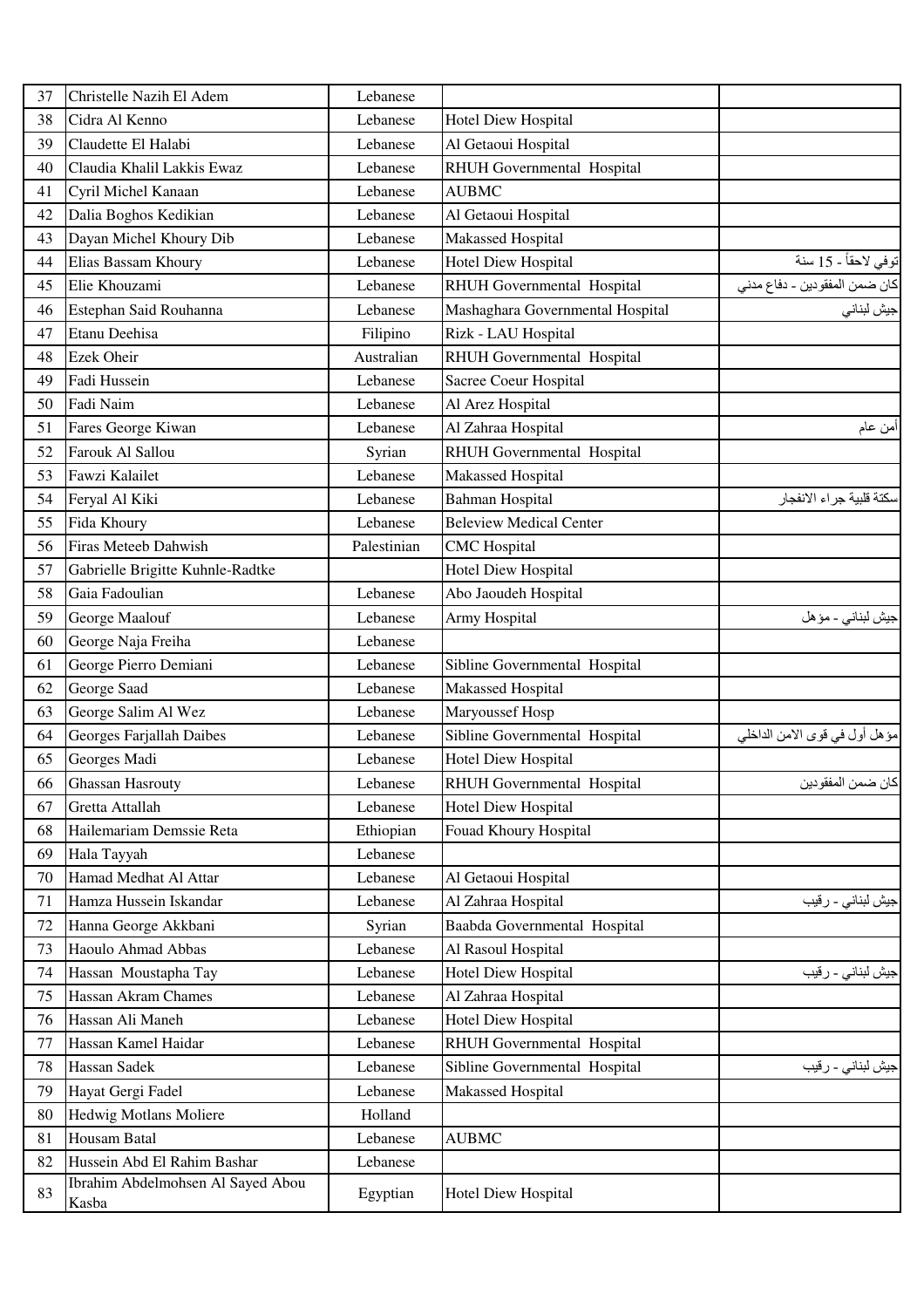| 37 | Christelle Nazih El Adem | Lebanese | | |
|---|---|---|---|---|
| 38 | Cidra Al Kenno | Lebanese | Hotel Diew Hospital | |
| 39 | Claudette El Halabi | Lebanese | Al Getaoui Hospital | |
| 40 | Claudia Khalil Lakkis Ewaz | Lebanese | RHUH Governmental Hospital | |
| 41 | Cyril Michel Kanaan | Lebanese | AUBMC | |
| 42 | Dalia Boghos Kedikian | Lebanese | Al Getaoui Hospital | |
| 43 | Dayan Michel Khoury Dib | Lebanese | Makassed Hospital | |
| 44 | Elias Bassam Khoury | Lebanese | Hotel Diew Hospital | توفي لاحقاً - 15 سنة |
| 45 | Elie Khouzami | Lebanese | RHUH Governmental Hospital | كان ضمن المفقودين - دفاع مدني |
| 46 | Estephan Said Rouhanna | Lebanese | Mashaghara Governmental Hospital | جيش لبناني |
| 47 | Etanu Deehisa | Filipino | Rizk - LAU Hospital | |
| 48 | Ezek Oheir | Australian | RHUH Governmental Hospital | |
| 49 | Fadi Hussein | Lebanese | Sacree Coeur Hospital | |
| 50 | Fadi Naim | Lebanese | Al Arez Hospital | |
| 51 | Fares George Kiwan | Lebanese | Al Zahraa Hospital | أمن عام |
| 52 | Farouk Al Sallou | Syrian | RHUH Governmental Hospital | |
| 53 | Fawzi Kalailet | Lebanese | Makassed Hospital | |
| 54 | Feryal Al Kiki | Lebanese | Bahman Hospital | سكتة قلبية جراء الانفجار |
| 55 | Fida Khoury | Lebanese | Beleview Medical Center | |
| 56 | Firas Meteeb Dahwish | Palestinian | CMC Hospital | |
| 57 | Gabrielle Brigitte Kuhnle-Radtke | | Hotel Diew Hospital | |
| 58 | Gaia Fadoulian | Lebanese | Abo Jaoudeh Hospital | |
| 59 | George Maalouf | Lebanese | Army Hospital | جيش لبناني - مؤهل |
| 60 | George Naja Freiha | Lebanese | | |
| 61 | George Pierro Demiani | Lebanese | Sibline Governmental Hospital | |
| 62 | George Saad | Lebanese | Makassed Hospital | |
| 63 | George Salim Al Wez | Lebanese | Maryoussef Hosp | |
| 64 | Georges Farjallah Daibes | Lebanese | Sibline Governmental Hospital | مؤهل أول في قوى الامن الداخلي |
| 65 | Georges Madi | Lebanese | Hotel Diew Hospital | |
| 66 | Ghassan Hasrouty | Lebanese | RHUH Governmental Hospital | كان ضمن المفقودين |
| 67 | Gretta Attallah | Lebanese | Hotel Diew Hospital | |
| 68 | Hailemariam Demssie Reta | Ethiopian | Fouad Khoury Hospital | |
| 69 | Hala Tayyah | Lebanese | | |
| 70 | Hamad Medhat Al Attar | Lebanese | Al Getaoui Hospital | |
| 71 | Hamza Hussein Iskandar | Lebanese | Al Zahraa Hospital | جيش لبناني - رقيب |
| 72 | Hanna George Akkbani | Syrian | Baabda Governmental Hospital | |
| 73 | Haoulo Ahmad Abbas | Lebanese | Al Rasoul Hospital | |
| 74 | Hassan Moustapha Tay | Lebanese | Hotel Diew Hospital | جيش لبناني - رقيب |
| 75 | Hassan Akram Chames | Lebanese | Al Zahraa Hospital | |
| 76 | Hassan Ali Maneh | Lebanese | Hotel Diew Hospital | |
| 77 | Hassan Kamel Haidar | Lebanese | RHUH Governmental Hospital | |
| 78 | Hassan Sadek | Lebanese | Sibline Governmental Hospital | جيش لبناني - رقيب |
| 79 | Hayat Gergi Fadel | Lebanese | Makassed Hospital | |
| 80 | Hedwig Motlans Moliere | Holland | | |
| 81 | Housam Batal | Lebanese | AUBMC | |
| 82 | Hussein Abd El Rahim Bashar | Lebanese | | |
| 83 | Ibrahim Abdelmohsen Al Sayed Abou Kasba | Egyptian | Hotel Diew Hospital | |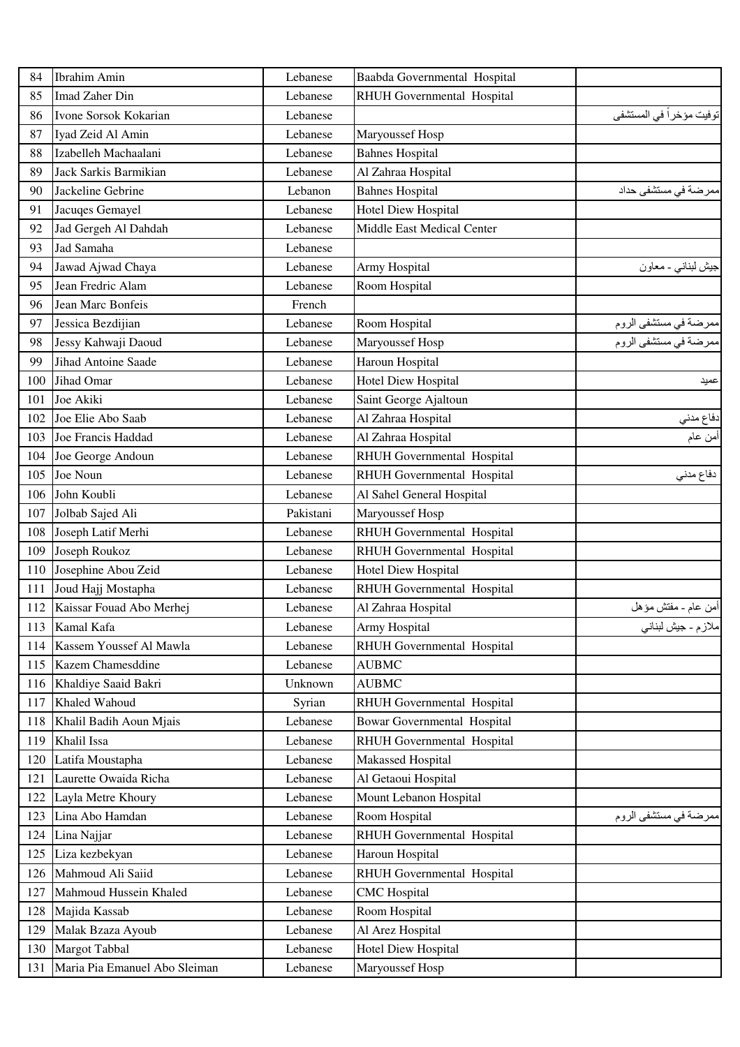| 84 | Ibrahim Amin | Lebanese | Baabda Governmental Hospital | |
|---|---|---|---|---|
| 85 | Imad Zaher Din | Lebanese | RHUH Governmental Hospital | |
| 86 | Ivone Sorsok Kokarian | Lebanese | | توفيت مؤخراً في المستشفى |
| 87 | Iyad Zeid Al Amin | Lebanese | Maryoussef Hosp | |
| 88 | Izabelleh Machaalani | Lebanese | Bahnes Hospital | |
| 89 | Jack Sarkis Barmikian | Lebanese | Al Zahraa Hospital | |
| 90 | Jackeline Gebrine | Lebanon | Bahnes Hospital | ممرضة في مستشفى حداد |
| 91 | Jacuqes Gemayel | Lebanese | Hotel Diew Hospital | |
| 92 | Jad Gergeh Al Dahdah | Lebanese | Middle East Medical Center | |
| 93 | Jad Samaha | Lebanese | | |
| 94 | Jawad Ajwad Chaya | Lebanese | Army Hospital | جيش لبناني - معاون |
| 95 | Jean Fredric Alam | Lebanese | Room Hospital | |
| 96 | Jean Marc Bonfeis | French | | |
| 97 | Jessica Bezdijian | Lebanese | Room Hospital | ممرضة في مستشفى الروم |
| 98 | Jessy Kahwaji Daoud | Lebanese | Maryoussef Hosp | ممرضة في مستشفى الروم |
| 99 | Jihad Antoine Saade | Lebanese | Haroun Hospital | |
| 100 | Jihad Omar | Lebanese | Hotel Diew Hospital | عميد |
| 101 | Joe Akiki | Lebanese | Saint George Ajaltoun | |
| 102 | Joe Elie Abo Saab | Lebanese | Al Zahraa Hospital | دفاع مدني |
| 103 | Joe Francis Haddad | Lebanese | Al Zahraa Hospital | أمن عام |
| 104 | Joe George Andoun | Lebanese | RHUH Governmental Hospital | |
| 105 | Joe Noun | Lebanese | RHUH Governmental Hospital | دفاع مدني |
| 106 | John Koubli | Lebanese | Al Sahel General Hospital | |
| 107 | Jolbab Sajed Ali | Pakistani | Maryoussef Hosp | |
| 108 | Joseph Latif Merhi | Lebanese | RHUH Governmental Hospital | |
| 109 | Joseph Roukoz | Lebanese | RHUH Governmental Hospital | |
| 110 | Josephine Abou Zeid | Lebanese | Hotel Diew Hospital | |
| 111 | Joud Hajj Mostapha | Lebanese | RHUH Governmental Hospital | |
| 112 | Kaissar Fouad Abo Merhej | Lebanese | Al Zahraa Hospital | أمن عام - مفتش مؤهل |
| 113 | Kamal Kafa | Lebanese | Army Hospital | ملازم - جيش لبناني |
| 114 | Kassem Youssef Al Mawla | Lebanese | RHUH Governmental Hospital | |
| 115 | Kazem Chamesddine | Lebanese | AUBMC | |
| 116 | Khaldiye Saaid Bakri | Unknown | AUBMC | |
| 117 | Khaled Wahoud | Syrian | RHUH Governmental Hospital | |
| 118 | Khalil Badih Aoun Mjais | Lebanese | Bowar Governmental Hospital | |
| 119 | Khalil Issa | Lebanese | RHUH Governmental Hospital | |
| 120 | Latifa Moustapha | Lebanese | Makassed Hospital | |
| 121 | Laurette Owaida Richa | Lebanese | Al Getaoui Hospital | |
| 122 | Layla Metre Khoury | Lebanese | Mount Lebanon Hospital | |
| 123 | Lina Abo Hamdan | Lebanese | Room Hospital | ممرضة في مستشفى الروم |
| 124 | Lina Najjar | Lebanese | RHUH Governmental Hospital | |
| 125 | Liza kezbekyan | Lebanese | Haroun Hospital | |
| 126 | Mahmoud Ali Saiid | Lebanese | RHUH Governmental Hospital | |
| 127 | Mahmoud Hussein Khaled | Lebanese | CMC Hospital | |
| 128 | Majida Kassab | Lebanese | Room Hospital | |
| 129 | Malak Bzaza Ayoub | Lebanese | Al Arez Hospital | |
| 130 | Margot Tabbal | Lebanese | Hotel Diew Hospital | |
| 131 | Maria Pia Emanuel Abo Sleiman | Lebanese | Maryoussef Hosp | |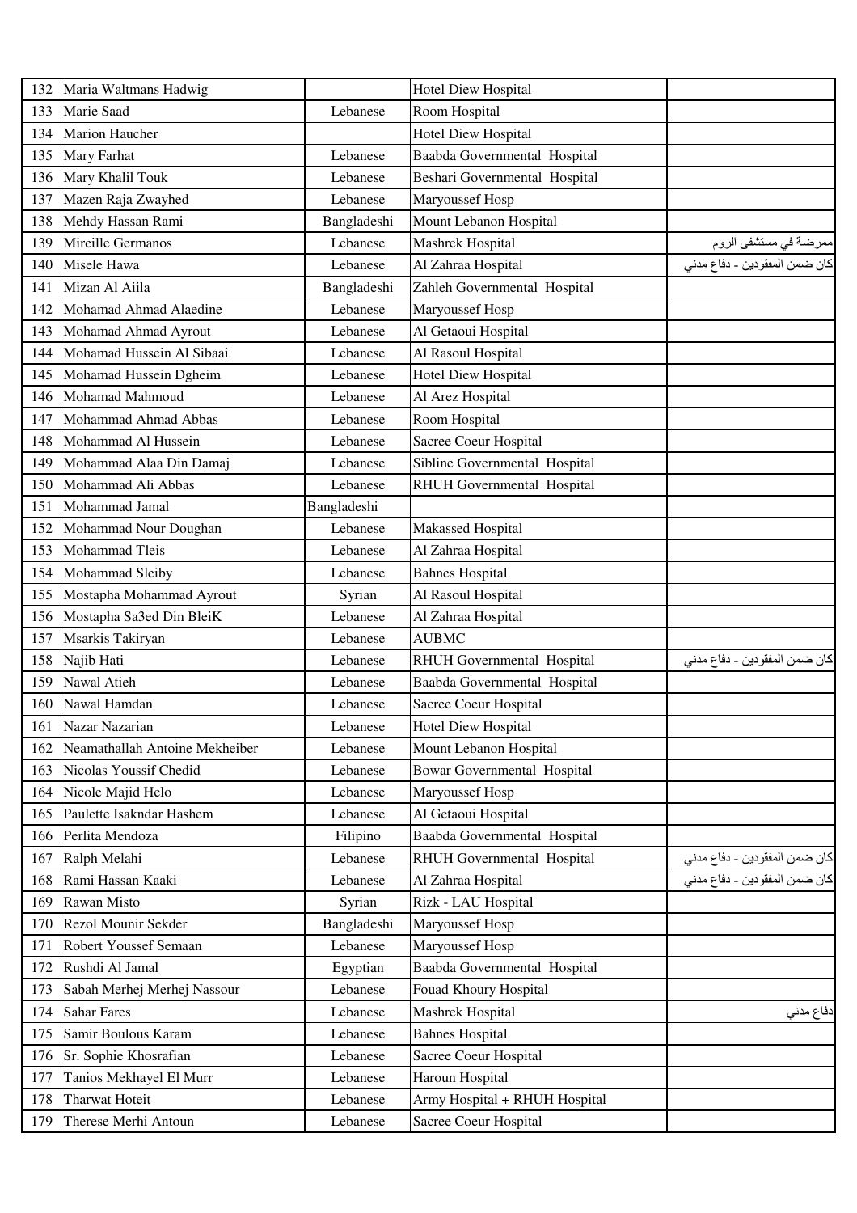| | | | | |
|---|---|---|---|---|
| 132 | Maria Waltmans Hadwig | | Hotel Diew Hospital | |
| 133 | Marie Saad | Lebanese | Room Hospital | |
| 134 | Marion Haucher | | Hotel Diew Hospital | |
| 135 | Mary Farhat | Lebanese | Baabda Governmental Hospital | |
| 136 | Mary Khalil Touk | Lebanese | Beshari Governmental Hospital | |
| 137 | Mazen Raja Zwayhed | Lebanese | Maryoussef Hosp | |
| 138 | Mehdy Hassan Rami | Bangladeshi | Mount Lebanon Hospital | |
| 139 | Mireille Germanos | Lebanese | Mashrek Hospital | ممرضة في مستشفى الروم |
| 140 | Misele Hawa | Lebanese | Al Zahraa Hospital | كان ضمن المفقودين - دفاع مدني |
| 141 | Mizan Al Aiila | Bangladeshi | Zahleh Governmental Hospital | |
| 142 | Mohamad Ahmad Alaedine | Lebanese | Maryoussef Hosp | |
| 143 | Mohamad Ahmad Ayrout | Lebanese | Al Getaoui Hospital | |
| 144 | Mohamad Hussein Al Sibaai | Lebanese | Al Rasoul Hospital | |
| 145 | Mohamad Hussein Dgheim | Lebanese | Hotel Diew Hospital | |
| 146 | Mohamad Mahmoud | Lebanese | Al Arez Hospital | |
| 147 | Mohammad Ahmad Abbas | Lebanese | Room Hospital | |
| 148 | Mohammad Al Hussein | Lebanese | Sacree Coeur Hospital | |
| 149 | Mohammad Alaa Din Damaj | Lebanese | Sibline Governmental Hospital | |
| 150 | Mohammad Ali Abbas | Lebanese | RHUH Governmental Hospital | |
| 151 | Mohammad Jamal | Bangladeshi | | |
| 152 | Mohammad Nour Doughan | Lebanese | Makassed Hospital | |
| 153 | Mohammad Tleis | Lebanese | Al Zahraa Hospital | |
| 154 | Mohammad Sleiby | Lebanese | Bahnes Hospital | |
| 155 | Mostapha Mohammad Ayrout | Syrian | Al Rasoul Hospital | |
| 156 | Mostapha Sa3ed Din BleiK | Lebanese | Al Zahraa Hospital | |
| 157 | Msarkis Takiryan | Lebanese | AUBMC | |
| 158 | Najib Hati | Lebanese | RHUH Governmental Hospital | كان ضمن المفقودين - دفاع مدني |
| 159 | Nawal Atieh | Lebanese | Baabda Governmental Hospital | |
| 160 | Nawal Hamdan | Lebanese | Sacree Coeur Hospital | |
| 161 | Nazar Nazarian | Lebanese | Hotel Diew Hospital | |
| 162 | Neamathallah Antoine Mekheiber | Lebanese | Mount Lebanon Hospital | |
| 163 | Nicolas Youssif Chedid | Lebanese | Bowar Governmental Hospital | |
| 164 | Nicole Majid Helo | Lebanese | Maryoussef Hosp | |
| 165 | Paulette Isakndar Hashem | Lebanese | Al Getaoui Hospital | |
| 166 | Perlita Mendoza | Filipino | Baabda Governmental Hospital | |
| 167 | Ralph Melahi | Lebanese | RHUH Governmental Hospital | كان ضمن المفقودين - دفاع مدني |
| 168 | Rami Hassan Kaaki | Lebanese | Al Zahraa Hospital | كان ضمن المفقودين - دفاع مدني |
| 169 | Rawan Misto | Syrian | Rizk - LAU Hospital | |
| 170 | Rezol Mounir Sekder | Bangladeshi | Maryoussef Hosp | |
| 171 | Robert Youssef Semaan | Lebanese | Maryoussef Hosp | |
| 172 | Rushdi Al Jamal | Egyptian | Baabda Governmental Hospital | |
| 173 | Sabah Merhej Merhej Nassour | Lebanese | Fouad Khoury Hospital | |
| 174 | Sahar Fares | Lebanese | Mashrek Hospital | دفاع مدني |
| 175 | Samir Boulous Karam | Lebanese | Bahnes Hospital | |
| 176 | Sr. Sophie Khosrafian | Lebanese | Sacree Coeur Hospital | |
| 177 | Tanios Mekhayel El Murr | Lebanese | Haroun Hospital | |
| 178 | Tharwat Hoteit | Lebanese | Army Hospital + RHUH Hospital | |
| 179 | Therese Merhi Antoun | Lebanese | Sacree Coeur Hospital | |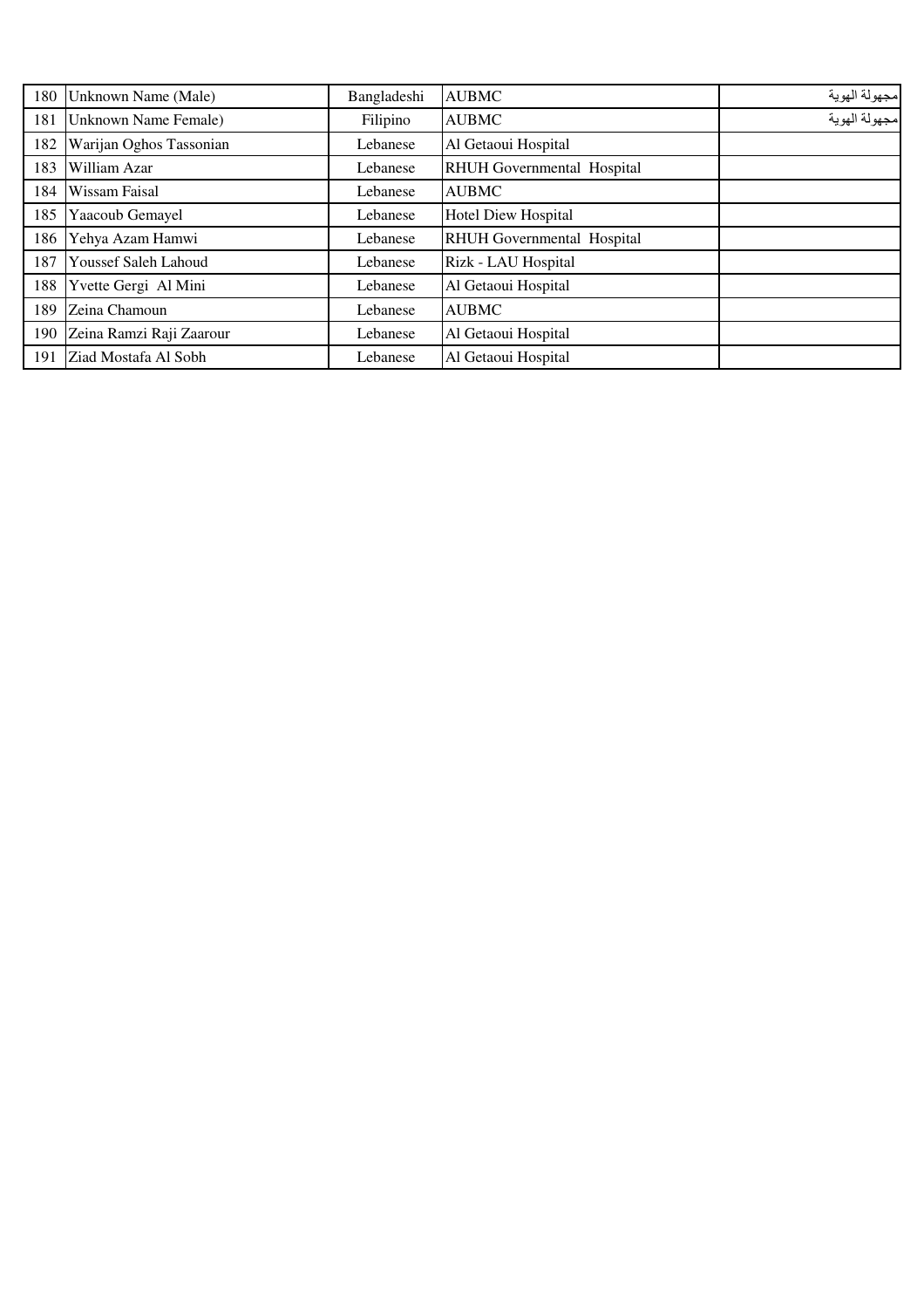| | | | | |
|---|---|---|---|---|
| 180 | Unknown Name (Male) | Bangladeshi | AUBMC | مجهولة الهوية |
| 181 | Unknown Name Female) | Filipino | AUBMC | مجهولة الهوية |
| 182 | Warijan Oghos Tassonian | Lebanese | Al Getaoui Hospital | |
| 183 | William Azar | Lebanese | RHUH Governmental Hospital | |
| 184 | Wissam Faisal | Lebanese | AUBMC | |
| 185 | Yaacoub Gemayel | Lebanese | Hotel Diew Hospital | |
| 186 | Yehya Azam Hamwi | Lebanese | RHUH Governmental Hospital | |
| 187 | Youssef Saleh Lahoud | Lebanese | Rizk - LAU Hospital | |
| 188 | Yvette Gergi Al Mini | Lebanese | Al Getaoui Hospital | |
| 189 | Zeina Chamoun | Lebanese | AUBMC | |
| 190 | Zeina Ramzi Raji Zaarour | Lebanese | Al Getaoui Hospital | |
| 191 | Ziad Mostafa Al Sobh | Lebanese | Al Getaoui Hospital | |